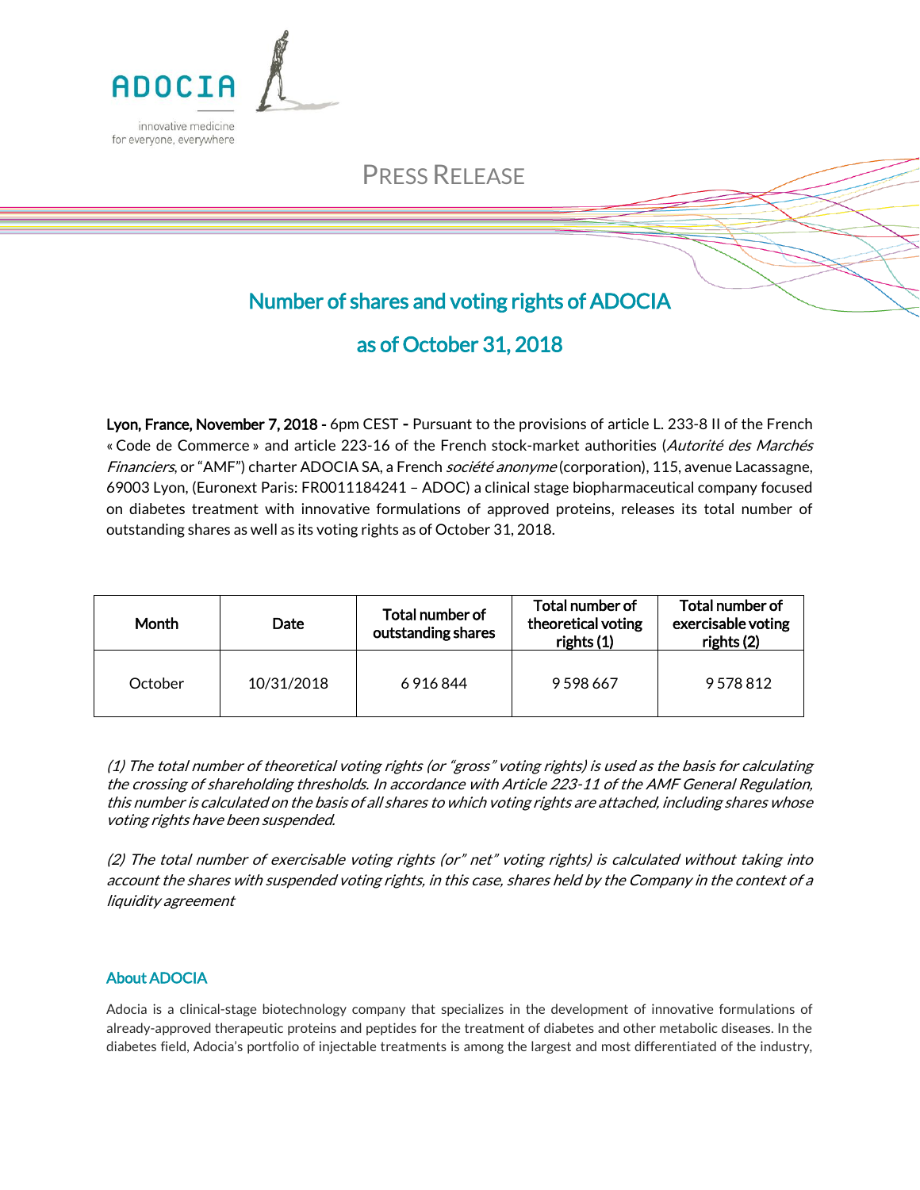ADOCIA

innovative medicine
for everyone, everywhere

PRESS RELEASE

# Number of shares and voting rights of ADOCIA

# as of October 31, 2018

**Lyon, France, November 7, 2018 -** 6pm CEST **-** Pursuant to the provisions of article L. 233-8 II of the French « Code de Commerce » and article 223-16 of the French stock-market authorities (*Autorité des Marchés Financiers*, or "AMF") charter ADOCIA SA, a French *société anonyme* (corporation), 115, avenue Lacassagne, 69003 Lyon, (Euronext Paris: FR0011184241 – ADOC) a clinical stage biopharmaceutical company focused on diabetes treatment with innovative formulations of approved proteins, releases its total number of outstanding shares as well as its voting rights as of October 31, 2018.

| Month | Date | Total number of outstanding shares | Total number of theoretical voting rights (1) | Total number of exercisable voting rights (2) |
|---|---|---|---|---|
| October | 10/31/2018 | 6 916 844 | 9 598 667 | 9 578 812 |

*(1) The total number of theoretical voting rights (or "gross" voting rights) is used as the basis for calculating the crossing of shareholding thresholds. In accordance with Article 223-11 of the AMF General Regulation, this number is calculated on the basis of all shares to which voting rights are attached, including shares whose voting rights have been suspended.*

*(2) The total number of exercisable voting rights (or" net" voting rights) is calculated without taking into account the shares with suspended voting rights, in this case, shares held by the Company in the context of a liquidity agreement*

## About ADOCIA

Adocia is a clinical-stage biotechnology company that specializes in the development of innovative formulations of already-approved therapeutic proteins and peptides for the treatment of diabetes and other metabolic diseases. In the diabetes field, Adocia's portfolio of injectable treatments is among the largest and most differentiated of the industry,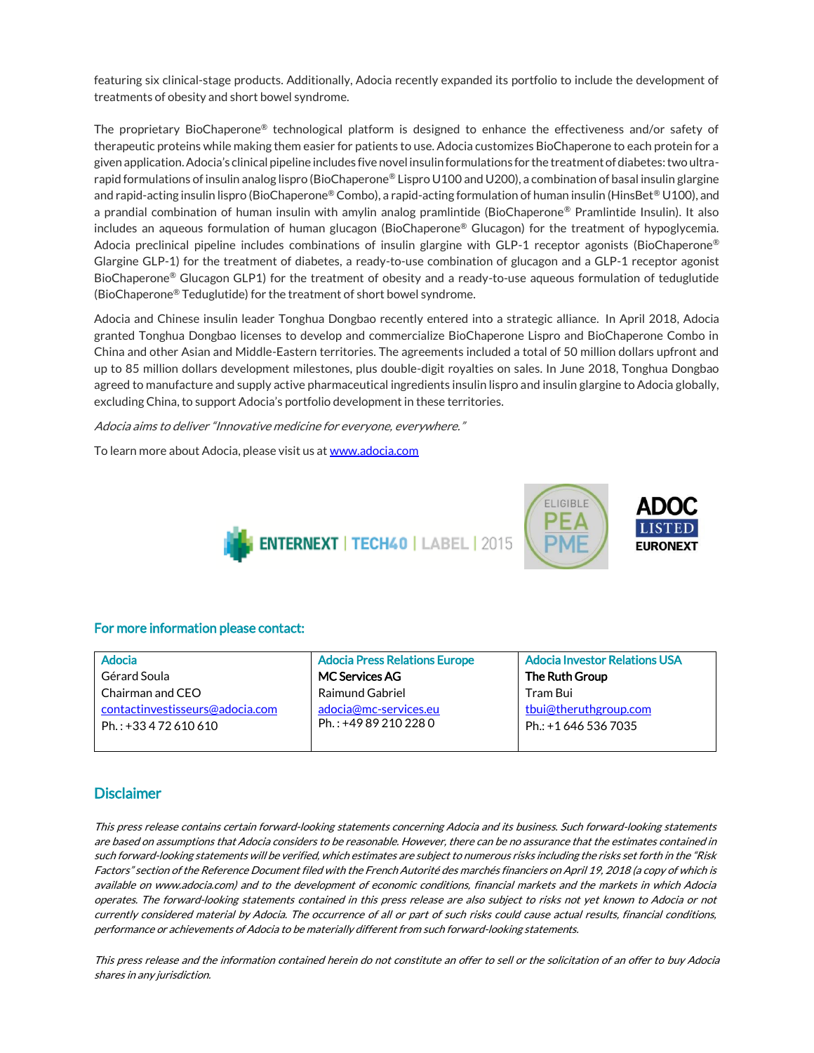featuring six clinical-stage products. Additionally, Adocia recently expanded its portfolio to include the development of treatments of obesity and short bowel syndrome.

The proprietary BioChaperone® technological platform is designed to enhance the effectiveness and/or safety of therapeutic proteins while making them easier for patients to use. Adocia customizes BioChaperone to each protein for a given application. Adocia's clinical pipeline includes five novel insulin formulations for the treatment of diabetes: two ultra-rapid formulations of insulin analog lispro (BioChaperone® Lispro U100 and U200), a combination of basal insulin glargine and rapid-acting insulin lispro (BioChaperone® Combo), a rapid-acting formulation of human insulin (HinsBet® U100), and a prandial combination of human insulin with amylin analog pramlintide (BioChaperone® Pramlintide Insulin). It also includes an aqueous formulation of human glucagon (BioChaperone® Glucagon) for the treatment of hypoglycemia. Adocia preclinical pipeline includes combinations of insulin glargine with GLP-1 receptor agonists (BioChaperone® Glargine GLP-1) for the treatment of diabetes, a ready-to-use combination of glucagon and a GLP-1 receptor agonist BioChaperone® Glucagon GLP1) for the treatment of obesity and a ready-to-use aqueous formulation of teduglutide (BioChaperone® Teduglutide) for the treatment of short bowel syndrome.

Adocia and Chinese insulin leader Tonghua Dongbao recently entered into a strategic alliance. In April 2018, Adocia granted Tonghua Dongbao licenses to develop and commercialize BioChaperone Lispro and BioChaperone Combo in China and other Asian and Middle-Eastern territories. The agreements included a total of 50 million dollars upfront and up to 85 million dollars development milestones, plus double-digit royalties on sales. In June 2018, Tonghua Dongbao agreed to manufacture and supply active pharmaceutical ingredients insulin lispro and insulin glargine to Adocia globally, excluding China, to support Adocia's portfolio development in these territories.

*Adocia aims to deliver "Innovative medicine for everyone, everywhere."*

To learn more about Adocia, please visit us at www.adocia.com

ENTERNEXT | TECH40 | LABEL | 2015

ELIGIBLE PEA PME

ADOC LISTED EURONEXT

## For more information please contact:

| | | |
|---|---|---|
| Adocia | Adocia Press Relations Europe | Adocia Investor Relations USA |
| Gérard Soula | **MC Services AG** | **The Ruth Group** |
| Chairman and CEO | Raimund Gabriel | Tram Bui |
| contactinvestisseurs@adocia.com | adocia@mc-services.eu | tbui@theruthgroup.com |
| Ph. : +33 4 72 610 610 | Ph. : +49 89 210 228 0 | Ph.: +1 646 536 7035 |

## Disclaimer

*This press release contains certain forward-looking statements concerning Adocia and its business. Such forward-looking statements are based on assumptions that Adocia considers to be reasonable. However, there can be no assurance that the estimates contained in such forward-looking statements will be verified, which estimates are subject to numerous risks including the risks set forth in the "Risk Factors" section of the Reference Document filed with the French Autorité des marchés financiers on April 19, 2018 (a copy of which is available on www.adocia.com) and to the development of economic conditions, financial markets and the markets in which Adocia operates. The forward-looking statements contained in this press release are also subject to risks not yet known to Adocia or not currently considered material by Adocia. The occurrence of all or part of such risks could cause actual results, financial conditions, performance or achievements of Adocia to be materially different from such forward-looking statements.*

*This press release and the information contained herein do not constitute an offer to sell or the solicitation of an offer to buy Adocia shares in any jurisdiction.*